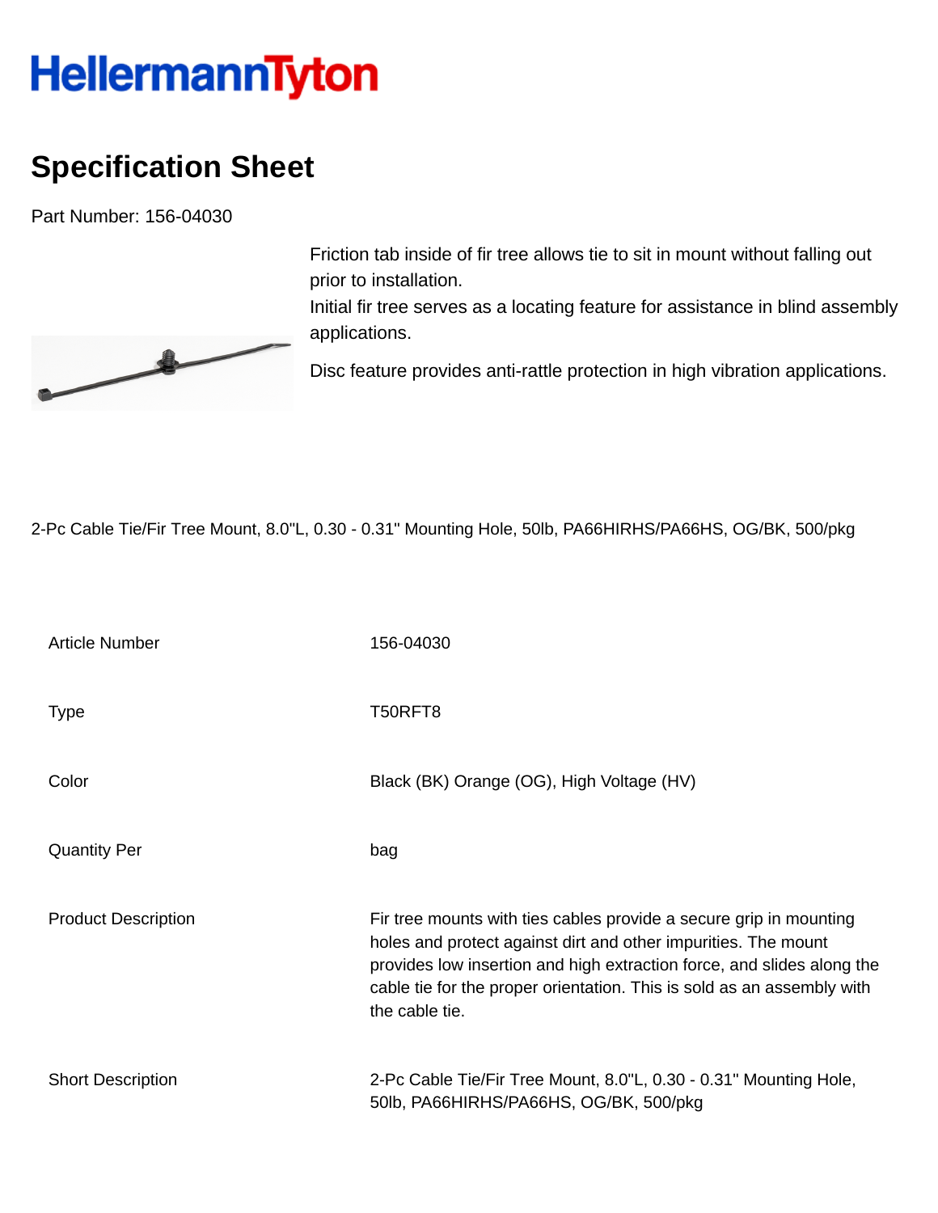HellermannTyton

# Specification Sheet

Part Number: 156-04030

Friction tab inside of fir tree allows tie to sit in mount without falling out prior to installation.
Initial fir tree serves as a locating feature for assistance in blind assembly applications.

Disc feature provides anti-rattle protection in high vibration applications.

2-Pc Cable Tie/Fir Tree Mount, 8.0"L, 0.30 - 0.31" Mounting Hole, 50lb, PA66HIRHS/PA66HS, OG/BK, 500/pkg

| | |
|---|---|
| Article Number | 156-04030 |
| Type | T50RFT8 |
| Color | Black (BK) Orange (OG), High Voltage (HV) |
| Quantity Per | bag |
| Product Description | Fir tree mounts with ties cables provide a secure grip in mounting holes and protect against dirt and other impurities. The mount provides low insertion and high extraction force, and slides along the cable tie for the proper orientation. This is sold as an assembly with the cable tie. |
| Short Description | 2-Pc Cable Tie/Fir Tree Mount, 8.0"L, 0.30 - 0.31" Mounting Hole, 50lb, PA66HIRHS/PA66HS, OG/BK, 500/pkg |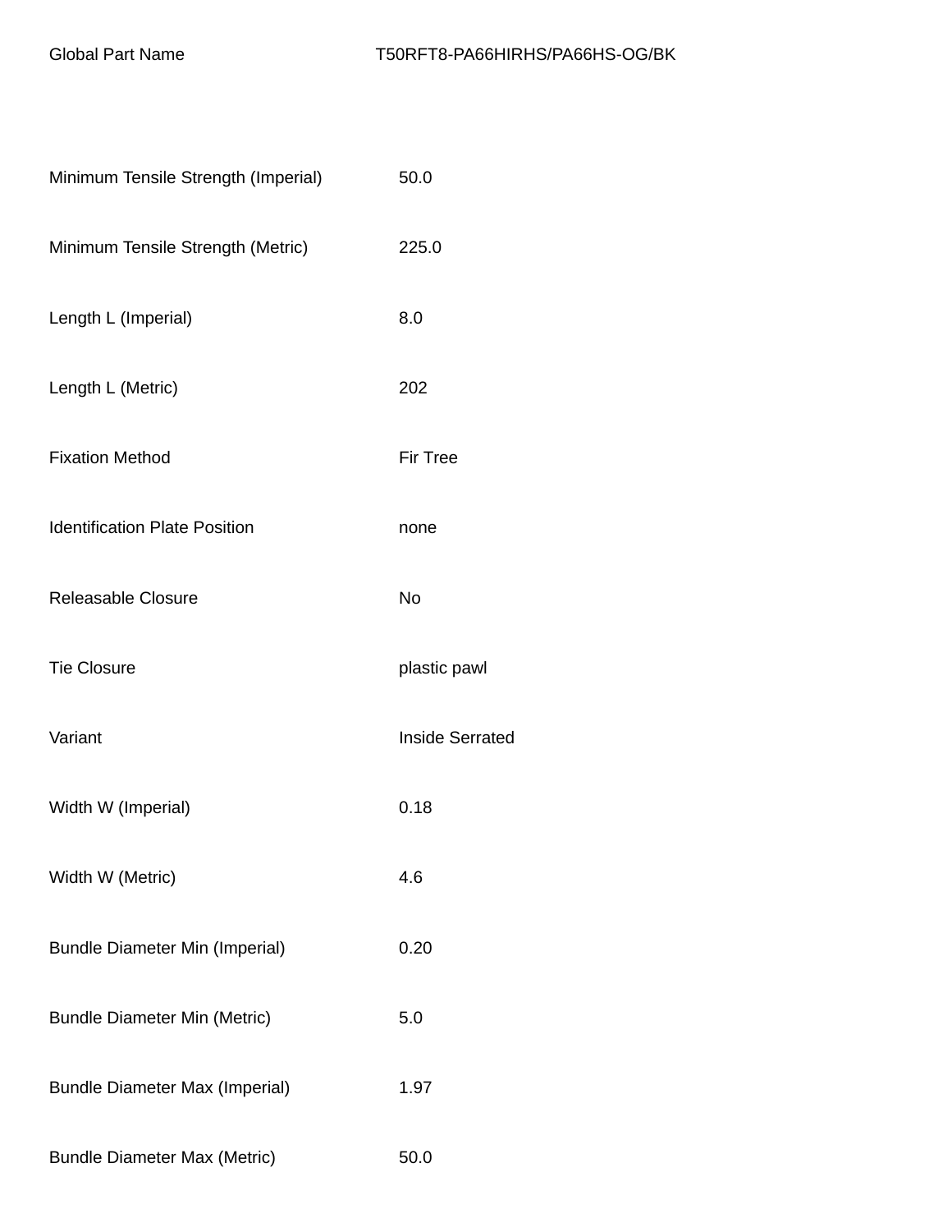| Global Part Name | T50RFT8-PA66HIRHS/PA66HS-OG/BK |
| --- | --- |
| Minimum Tensile Strength (Imperial) | 50.0 |
| Minimum Tensile Strength (Metric) | 225.0 |
| Length L (Imperial) | 8.0 |
| Length L (Metric) | 202 |
| Fixation Method | Fir Tree |
| Identification Plate Position | none |
| Releasable Closure | No |
| Tie Closure | plastic pawl |
| Variant | Inside Serrated |
| Width W (Imperial) | 0.18 |
| Width W (Metric) | 4.6 |
| Bundle Diameter Min (Imperial) | 0.20 |
| Bundle Diameter Min (Metric) | 5.0 |
| Bundle Diameter Max (Imperial) | 1.97 |
| Bundle Diameter Max (Metric) | 50.0 |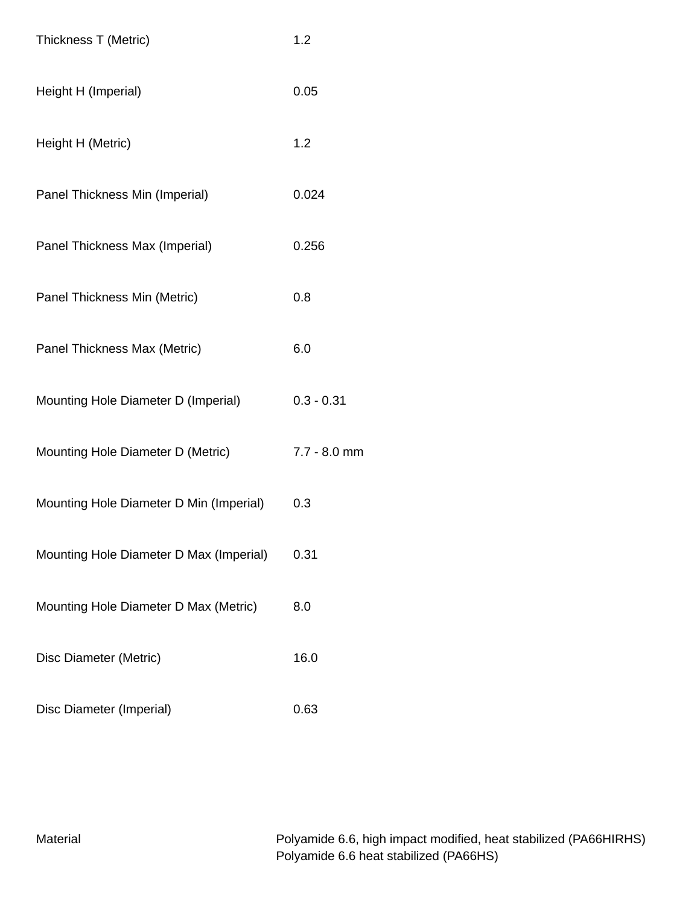| | |
|---|---|
| Thickness T (Metric) | 1.2 |
| Height H (Imperial) | 0.05 |
| Height H (Metric) | 1.2 |
| Panel Thickness Min (Imperial) | 0.024 |
| Panel Thickness Max (Imperial) | 0.256 |
| Panel Thickness Min (Metric) | 0.8 |
| Panel Thickness Max (Metric) | 6.0 |
| Mounting Hole Diameter D (Imperial) | 0.3 - 0.31 |
| Mounting Hole Diameter D (Metric) | 7.7 - 8.0 mm |
| Mounting Hole Diameter D Min (Imperial) | 0.3 |
| Mounting Hole Diameter D Max (Imperial) | 0.31 |
| Mounting Hole Diameter D Max (Metric) | 8.0 |
| Disc Diameter (Metric) | 16.0 |
| Disc Diameter (Imperial) | 0.63 |

| | |
|---|---|
| Material | Polyamide 6.6, high impact modified, heat stabilized (PA66HIRHS)<br>Polyamide 6.6 heat stabilized (PA66HS) |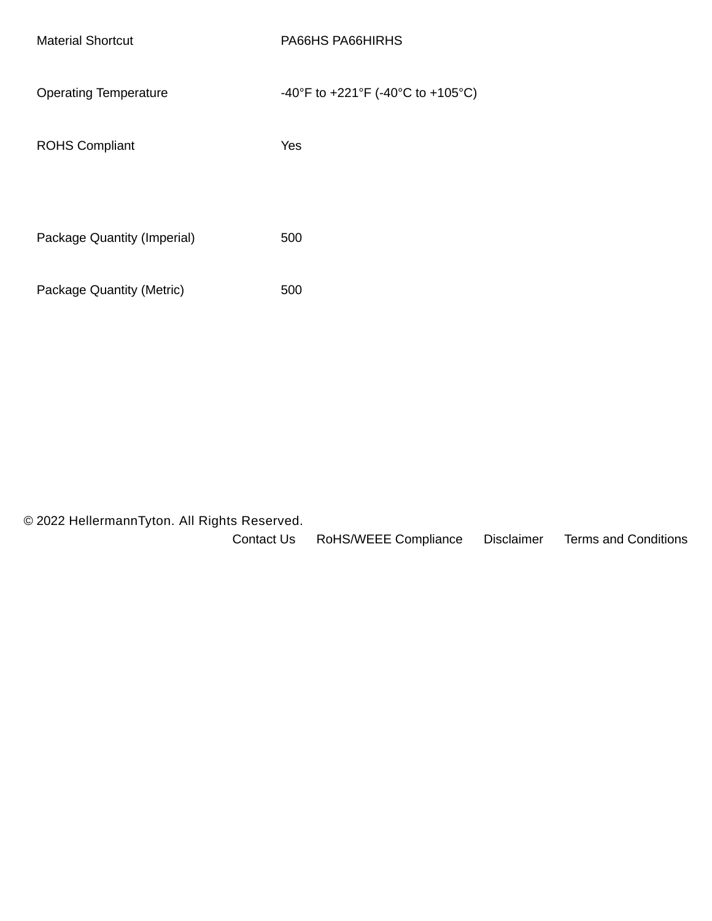| | |
|---|---|
| Material Shortcut | PA66HS PA66HIRHS |
| Operating Temperature | -40°F to +221°F (-40°C to +105°C) |
| ROHS Compliant | Yes |
| Package Quantity (Imperial) | 500 |
| Package Quantity (Metric) | 500 |

© 2022 HellermannTyton. All Rights Reserved.

Contact Us RoHS/WEEE Compliance Disclaimer Terms and Conditions